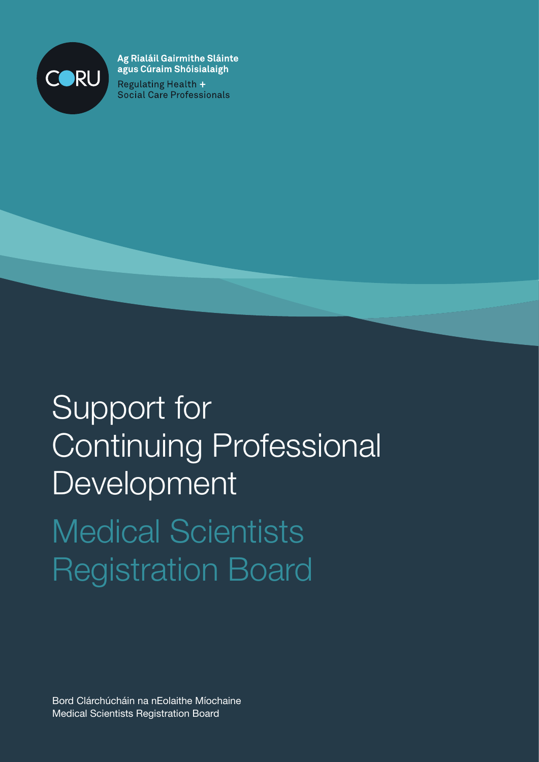CORU

Ag Rialáil Gairmithe Sláinte agus Cúraim Shóisialaigh

Regulating Health + Social Care Professionals

# Support for Continuing Professional Development

## Medical Scientists Registration Board

Bord Clárchúcháin na nEolaithe Míochaine
Medical Scientists Registration Board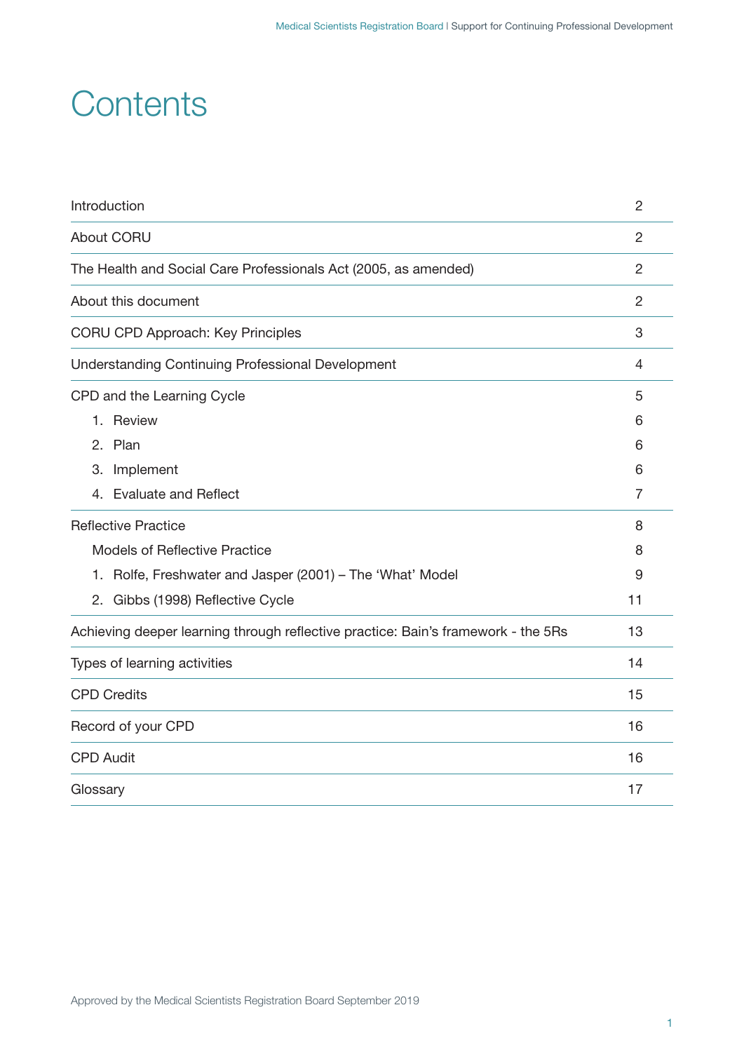# Contents

| | |
|---|---|
| Introduction | 2 |
| About CORU | 2 |
| The Health and Social Care Professionals Act (2005, as amended) | 2 |
| About this document | 2 |
| CORU CPD Approach: Key Principles | 3 |
| Understanding Continuing Professional Development | 4 |
| CPD and the Learning Cycle | 5 |
| 1. Review | 6 |
| 2. Plan | 6 |
| 3. Implement | 6 |
| 4. Evaluate and Reflect | 7 |
| Reflective Practice | 8 |
| Models of Reflective Practice | 8 |
| 1. Rolfe, Freshwater and Jasper (2001) – The 'What' Model | 9 |
| 2. Gibbs (1998) Reflective Cycle | 11 |
| Achieving deeper learning through reflective practice: Bain's framework - the 5Rs | 13 |
| Types of learning activities | 14 |
| CPD Credits | 15 |
| Record of your CPD | 16 |
| CPD Audit | 16 |
| Glossary | 17 |

Approved by the Medical Scientists Registration Board September 2019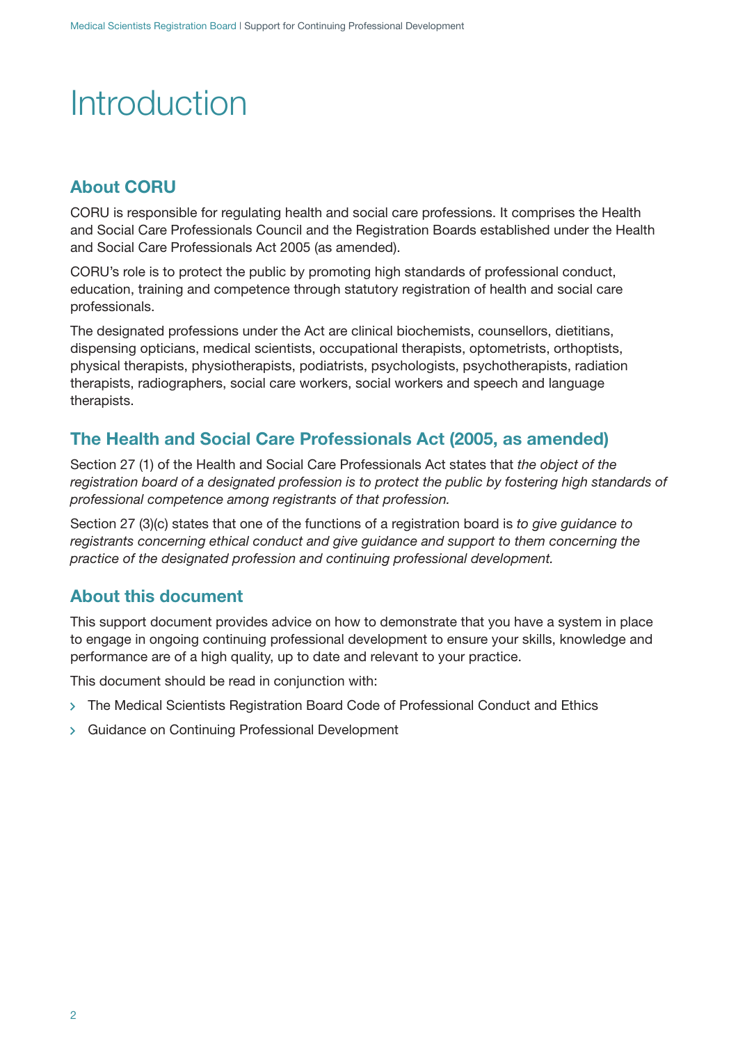# Introduction

## About CORU

CORU is responsible for regulating health and social care professions. It comprises the Health and Social Care Professionals Council and the Registration Boards established under the Health and Social Care Professionals Act 2005 (as amended).

CORU's role is to protect the public by promoting high standards of professional conduct, education, training and competence through statutory registration of health and social care professionals.

The designated professions under the Act are clinical biochemists, counsellors, dietitians, dispensing opticians, medical scientists, occupational therapists, optometrists, orthoptists, physical therapists, physiotherapists, podiatrists, psychologists, psychotherapists, radiation therapists, radiographers, social care workers, social workers and speech and language therapists.

## The Health and Social Care Professionals Act (2005, as amended)

Section 27 (1) of the Health and Social Care Professionals Act states that *the object of the registration board of a designated profession is to protect the public by fostering high standards of professional competence among registrants of that profession.*

Section 27 (3)(c) states that one of the functions of a registration board is *to give guidance to registrants concerning ethical conduct and give guidance and support to them concerning the practice of the designated profession and continuing professional development.*

## About this document

This support document provides advice on how to demonstrate that you have a system in place to engage in ongoing continuing professional development to ensure your skills, knowledge and performance are of a high quality, up to date and relevant to your practice.

This document should be read in conjunction with:

- The Medical Scientists Registration Board Code of Professional Conduct and Ethics
- Guidance on Continuing Professional Development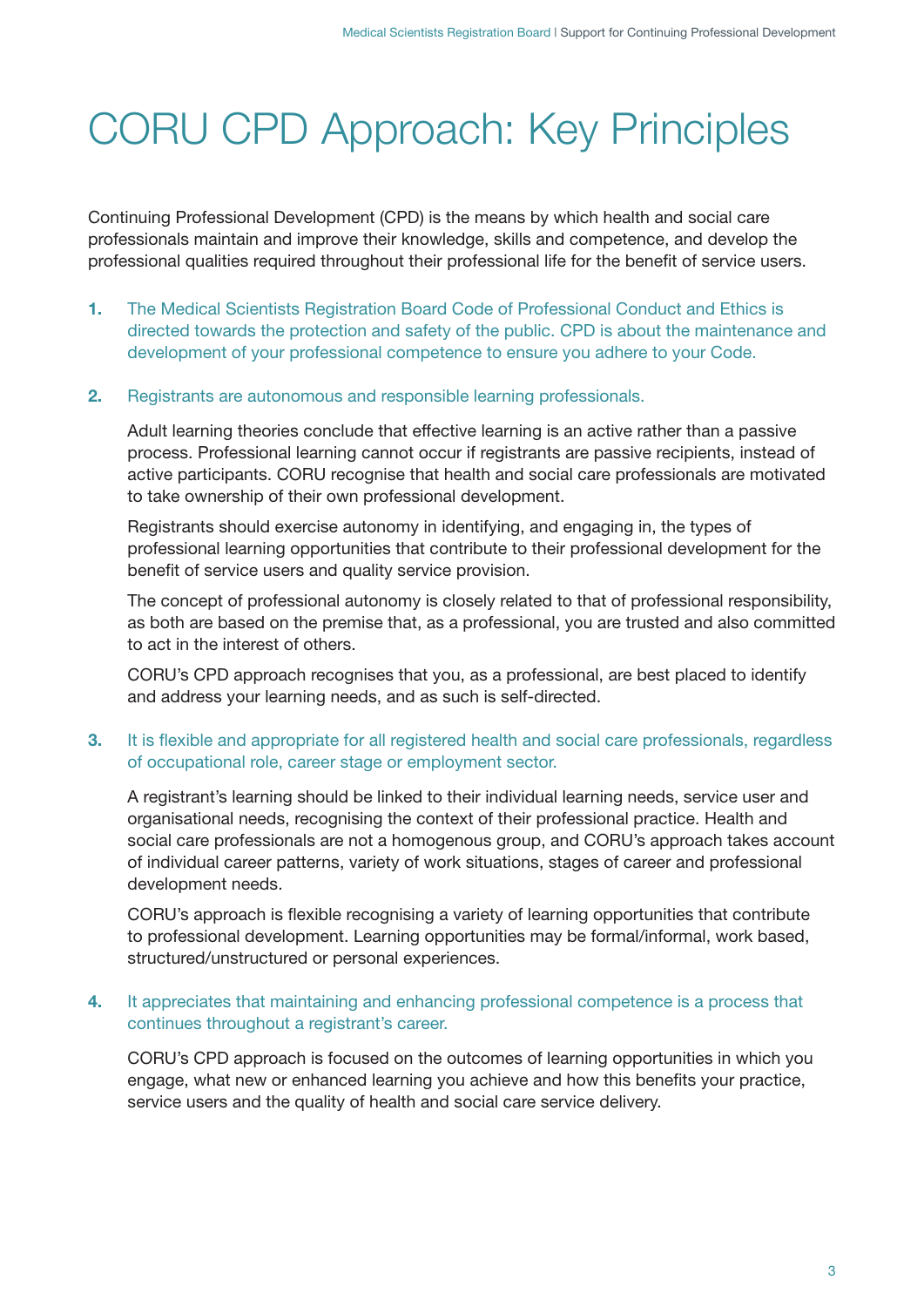# CORU CPD Approach: Key Principles

Continuing Professional Development (CPD) is the means by which health and social care professionals maintain and improve their knowledge, skills and competence, and develop the professional qualities required throughout their professional life for the benefit of service users.

**1.** The Medical Scientists Registration Board Code of Professional Conduct and Ethics is directed towards the protection and safety of the public. CPD is about the maintenance and development of your professional competence to ensure you adhere to your Code.

**2.** Registrants are autonomous and responsible learning professionals.

Adult learning theories conclude that effective learning is an active rather than a passive process. Professional learning cannot occur if registrants are passive recipients, instead of active participants. CORU recognise that health and social care professionals are motivated to take ownership of their own professional development.

Registrants should exercise autonomy in identifying, and engaging in, the types of professional learning opportunities that contribute to their professional development for the benefit of service users and quality service provision.

The concept of professional autonomy is closely related to that of professional responsibility, as both are based on the premise that, as a professional, you are trusted and also committed to act in the interest of others.

CORU's CPD approach recognises that you, as a professional, are best placed to identify and address your learning needs, and as such is self-directed.

**3.** It is flexible and appropriate for all registered health and social care professionals, regardless of occupational role, career stage or employment sector.

A registrant's learning should be linked to their individual learning needs, service user and organisational needs, recognising the context of their professional practice. Health and social care professionals are not a homogenous group, and CORU's approach takes account of individual career patterns, variety of work situations, stages of career and professional development needs.

CORU's approach is flexible recognising a variety of learning opportunities that contribute to professional development. Learning opportunities may be formal/informal, work based, structured/unstructured or personal experiences.

**4.** It appreciates that maintaining and enhancing professional competence is a process that continues throughout a registrant's career.

CORU's CPD approach is focused on the outcomes of learning opportunities in which you engage, what new or enhanced learning you achieve and how this benefits your practice, service users and the quality of health and social care service delivery.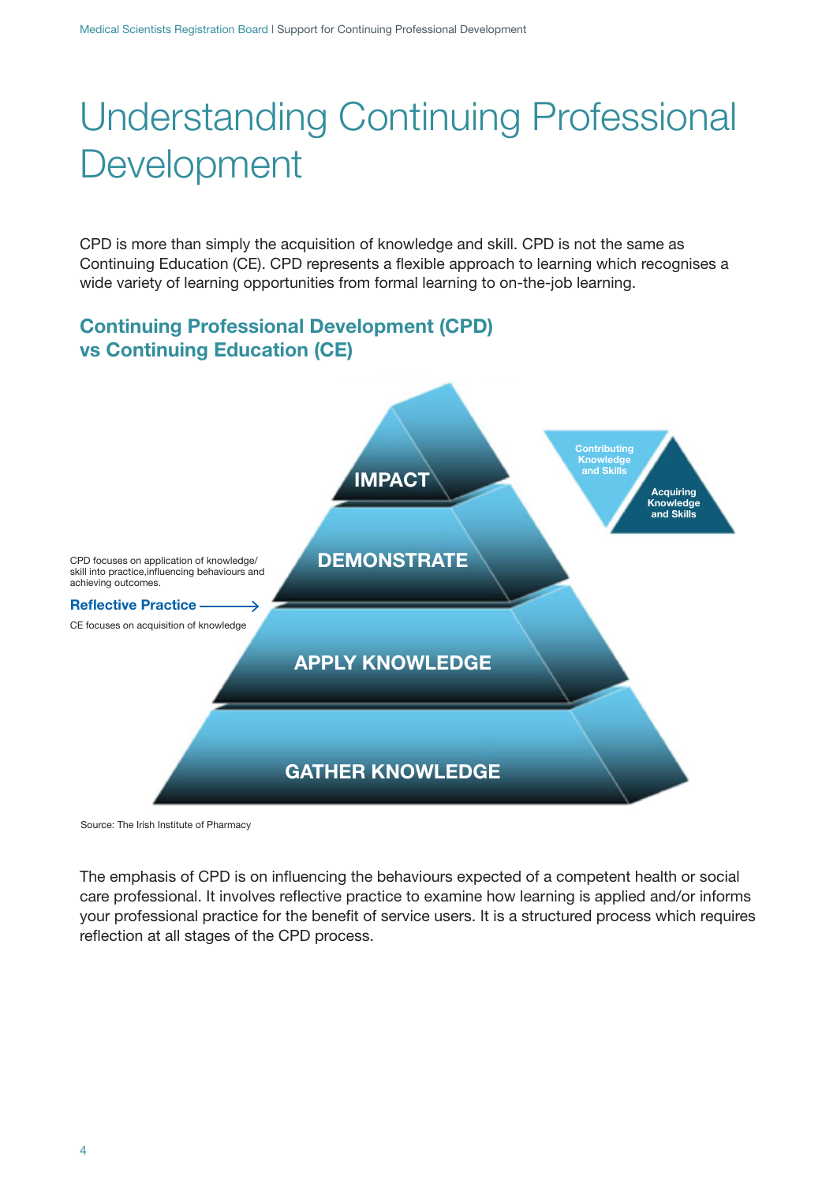# Understanding Continuing Professional Development

CPD is more than simply the acquisition of knowledge and skill. CPD is not the same as Continuing Education (CE). CPD represents a flexible approach to learning which recognises a wide variety of learning opportunities from formal learning to on-the-job learning.

## Continuing Professional Development (CPD) vs Continuing Education (CE)

IMPACT

DEMONSTRATE

APPLY KNOWLEDGE

GATHER KNOWLEDGE

Contributing Knowledge and Skills

Acquiring Knowledge and Skills

CPD focuses on application of knowledge/ skill into practice,influencing behaviours and achieving outcomes.

**Reflective Practice** →

CE focuses on acquisition of knowledge

Source: The Irish Institute of Pharmacy

The emphasis of CPD is on influencing the behaviours expected of a competent health or social care professional. It involves reflective practice to examine how learning is applied and/or informs your professional practice for the benefit of service users. It is a structured process which requires reflection at all stages of the CPD process.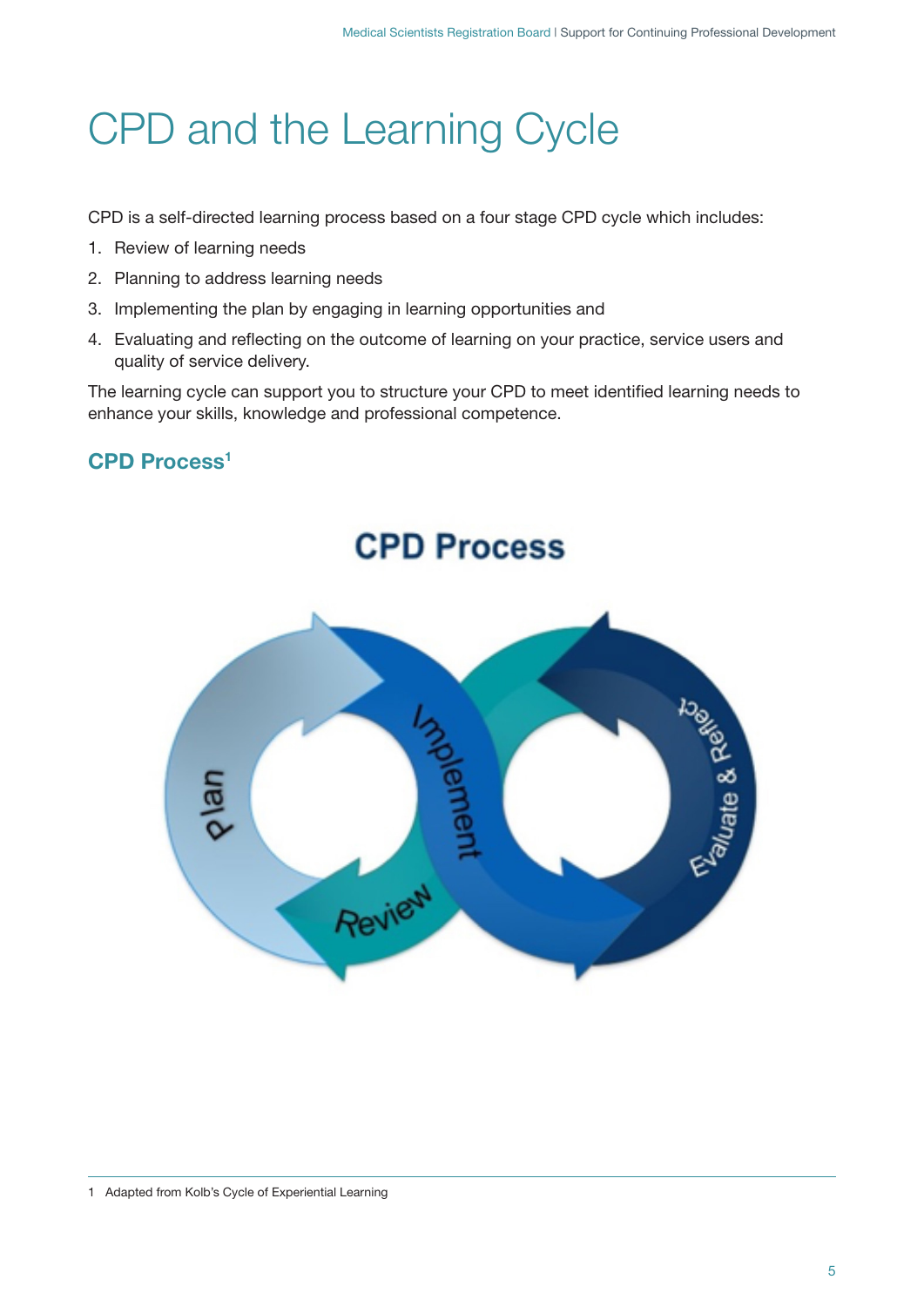# CPD and the Learning Cycle

CPD is a self-directed learning process based on a four stage CPD cycle which includes:

1. Review of learning needs
2. Planning to address learning needs
3. Implementing the plan by engaging in learning opportunities and
4. Evaluating and reflecting on the outcome of learning on your practice, service users and quality of service delivery.

The learning cycle can support you to structure your CPD to meet identified learning needs to enhance your skills, knowledge and professional competence.

### CPD Process[1]

CPD Process

Plan

Implement

Review

Evaluate & Reflect

---

1 Adapted from Kolb's Cycle of Experiential Learning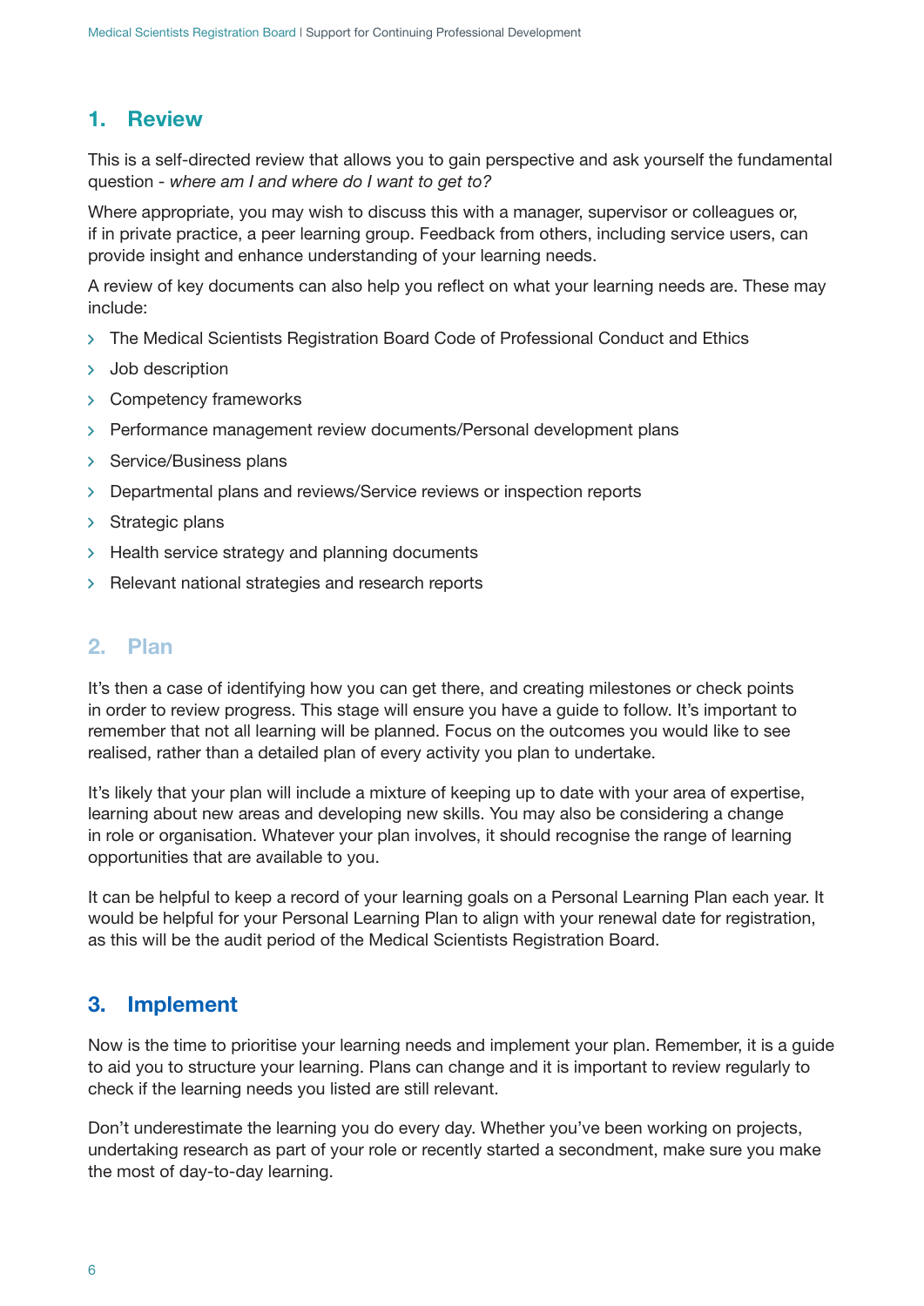## 1. Review

This is a self-directed review that allows you to gain perspective and ask yourself the fundamental question - *where am I and where do I want to get to?*

Where appropriate, you may wish to discuss this with a manager, supervisor or colleagues or, if in private practice, a peer learning group. Feedback from others, including service users, can provide insight and enhance understanding of your learning needs.

A review of key documents can also help you reflect on what your learning needs are. These may include:

- The Medical Scientists Registration Board Code of Professional Conduct and Ethics
- Job description
- Competency frameworks
- Performance management review documents/Personal development plans
- Service/Business plans
- Departmental plans and reviews/Service reviews or inspection reports
- Strategic plans
- Health service strategy and planning documents
- Relevant national strategies and research reports

## 2. Plan

It's then a case of identifying how you can get there, and creating milestones or check points in order to review progress. This stage will ensure you have a guide to follow. It's important to remember that not all learning will be planned. Focus on the outcomes you would like to see realised, rather than a detailed plan of every activity you plan to undertake.

It's likely that your plan will include a mixture of keeping up to date with your area of expertise, learning about new areas and developing new skills. You may also be considering a change in role or organisation. Whatever your plan involves, it should recognise the range of learning opportunities that are available to you.

It can be helpful to keep a record of your learning goals on a Personal Learning Plan each year. It would be helpful for your Personal Learning Plan to align with your renewal date for registration, as this will be the audit period of the Medical Scientists Registration Board.

## 3. Implement

Now is the time to prioritise your learning needs and implement your plan. Remember, it is a guide to aid you to structure your learning. Plans can change and it is important to review regularly to check if the learning needs you listed are still relevant.

Don't underestimate the learning you do every day. Whether you've been working on projects, undertaking research as part of your role or recently started a secondment, make sure you make the most of day-to-day learning.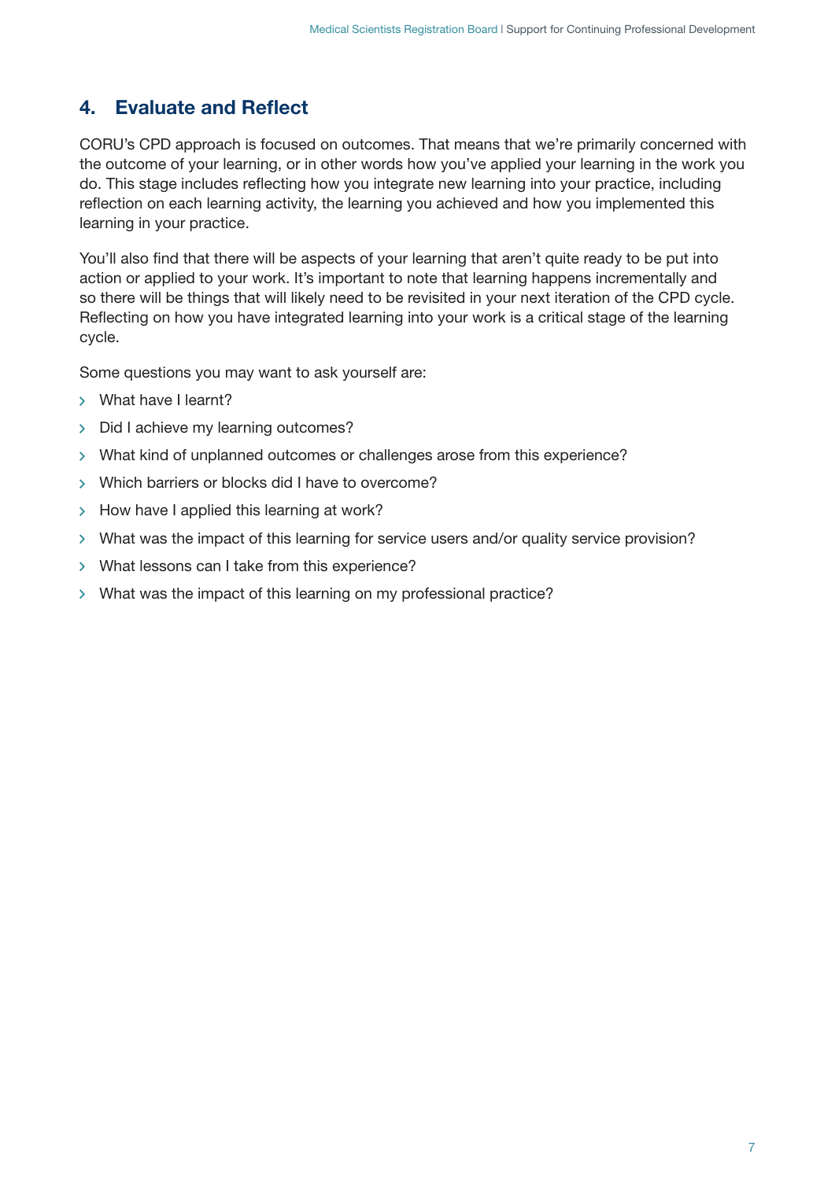## 4. Evaluate and Reflect

CORU's CPD approach is focused on outcomes. That means that we're primarily concerned with the outcome of your learning, or in other words how you've applied your learning in the work you do. This stage includes reflecting how you integrate new learning into your practice, including reflection on each learning activity, the learning you achieved and how you implemented this learning in your practice.

You'll also find that there will be aspects of your learning that aren't quite ready to be put into action or applied to your work. It's important to note that learning happens incrementally and so there will be things that will likely need to be revisited in your next iteration of the CPD cycle. Reflecting on how you have integrated learning into your work is a critical stage of the learning cycle.

Some questions you may want to ask yourself are:

- What have I learnt?
- Did I achieve my learning outcomes?
- What kind of unplanned outcomes or challenges arose from this experience?
- Which barriers or blocks did I have to overcome?
- How have I applied this learning at work?
- What was the impact of this learning for service users and/or quality service provision?
- What lessons can I take from this experience?
- What was the impact of this learning on my professional practice?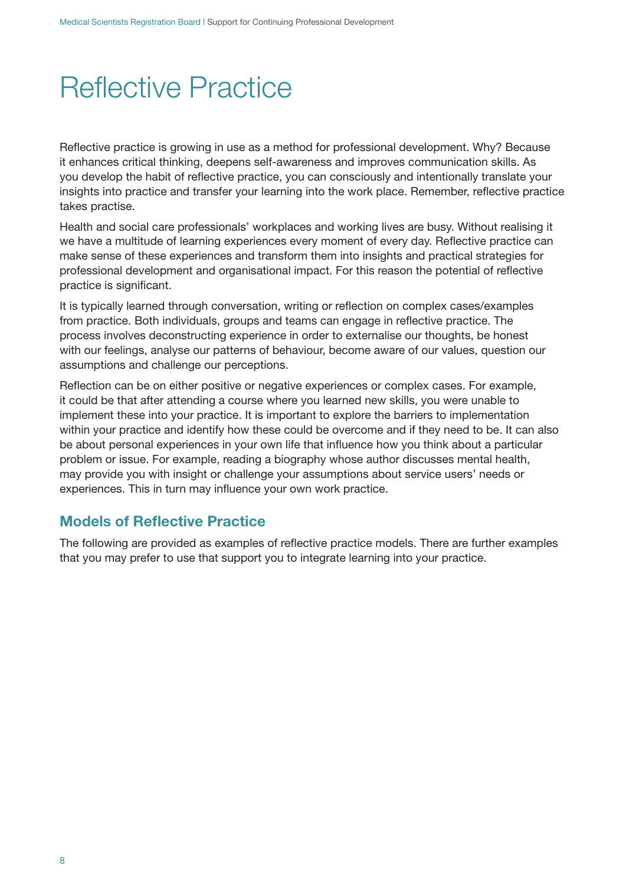# Reflective Practice

Reflective practice is growing in use as a method for professional development. Why? Because it enhances critical thinking, deepens self-awareness and improves communication skills. As you develop the habit of reflective practice, you can consciously and intentionally translate your insights into practice and transfer your learning into the work place. Remember, reflective practice takes practise.

Health and social care professionals' workplaces and working lives are busy. Without realising it we have a multitude of learning experiences every moment of every day. Reflective practice can make sense of these experiences and transform them into insights and practical strategies for professional development and organisational impact. For this reason the potential of reflective practice is significant.

It is typically learned through conversation, writing or reflection on complex cases/examples from practice. Both individuals, groups and teams can engage in reflective practice. The process involves deconstructing experience in order to externalise our thoughts, be honest with our feelings, analyse our patterns of behaviour, become aware of our values, question our assumptions and challenge our perceptions.

Reflection can be on either positive or negative experiences or complex cases. For example, it could be that after attending a course where you learned new skills, you were unable to implement these into your practice. It is important to explore the barriers to implementation within your practice and identify how these could be overcome and if they need to be. It can also be about personal experiences in your own life that influence how you think about a particular problem or issue. For example, reading a biography whose author discusses mental health, may provide you with insight or challenge your assumptions about service users' needs or experiences. This in turn may influence your own work practice.

## Models of Reflective Practice

The following are provided as examples of reflective practice models. There are further examples that you may prefer to use that support you to integrate learning into your practice.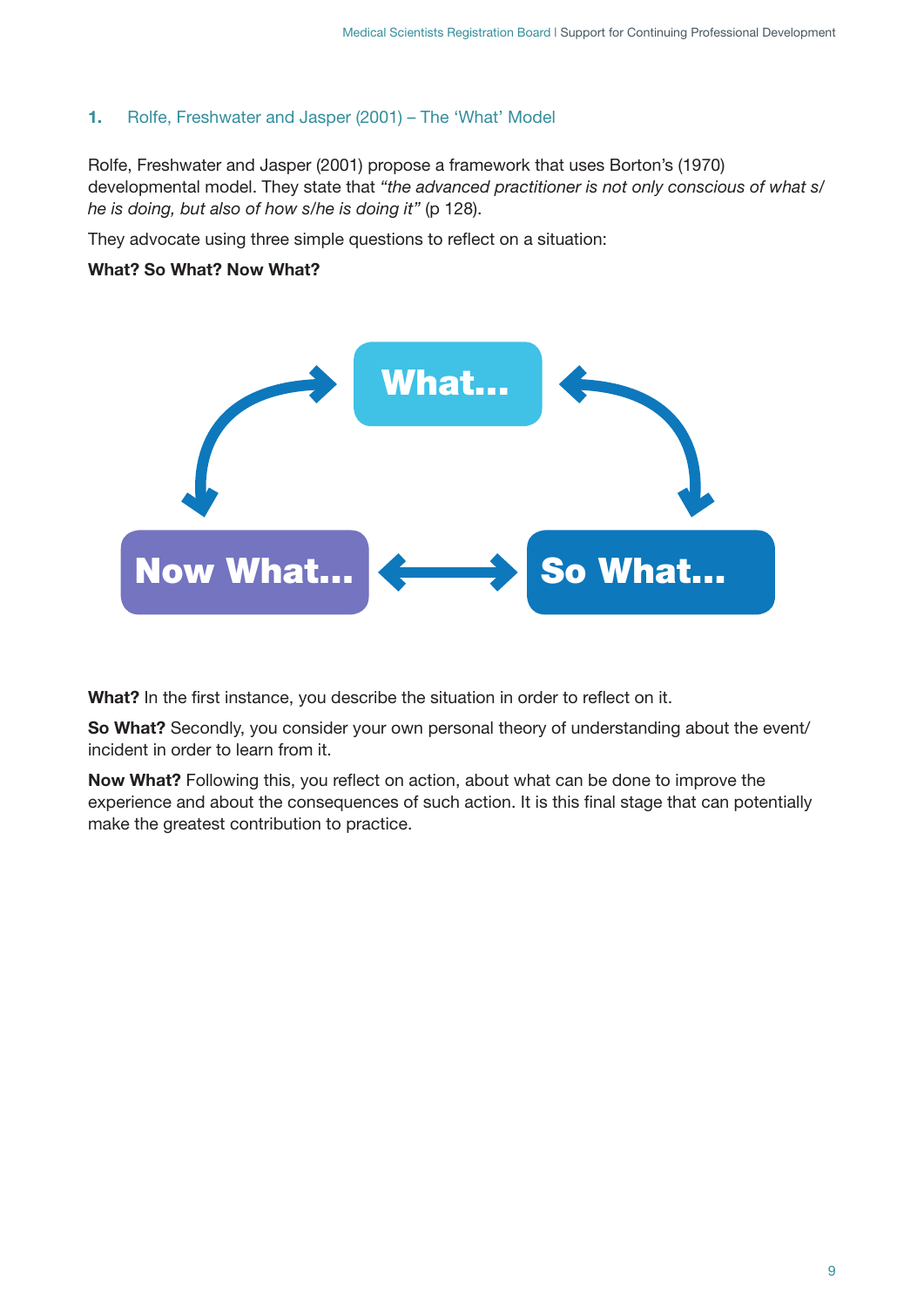## 1. Rolfe, Freshwater and Jasper (2001) – The 'What' Model

Rolfe, Freshwater and Jasper (2001) propose a framework that uses Borton's (1970) developmental model. They state that *"the advanced practitioner is not only conscious of what s/he is doing, but also of how s/he is doing it"* (p 128).

They advocate using three simple questions to reflect on a situation:

**What? So What? Now What?**

What...

So What...

Now What...

**What?** In the first instance, you describe the situation in order to reflect on it.

**So What?** Secondly, you consider your own personal theory of understanding about the event/incident in order to learn from it.

**Now What?** Following this, you reflect on action, about what can be done to improve the experience and about the consequences of such action. It is this final stage that can potentially make the greatest contribution to practice.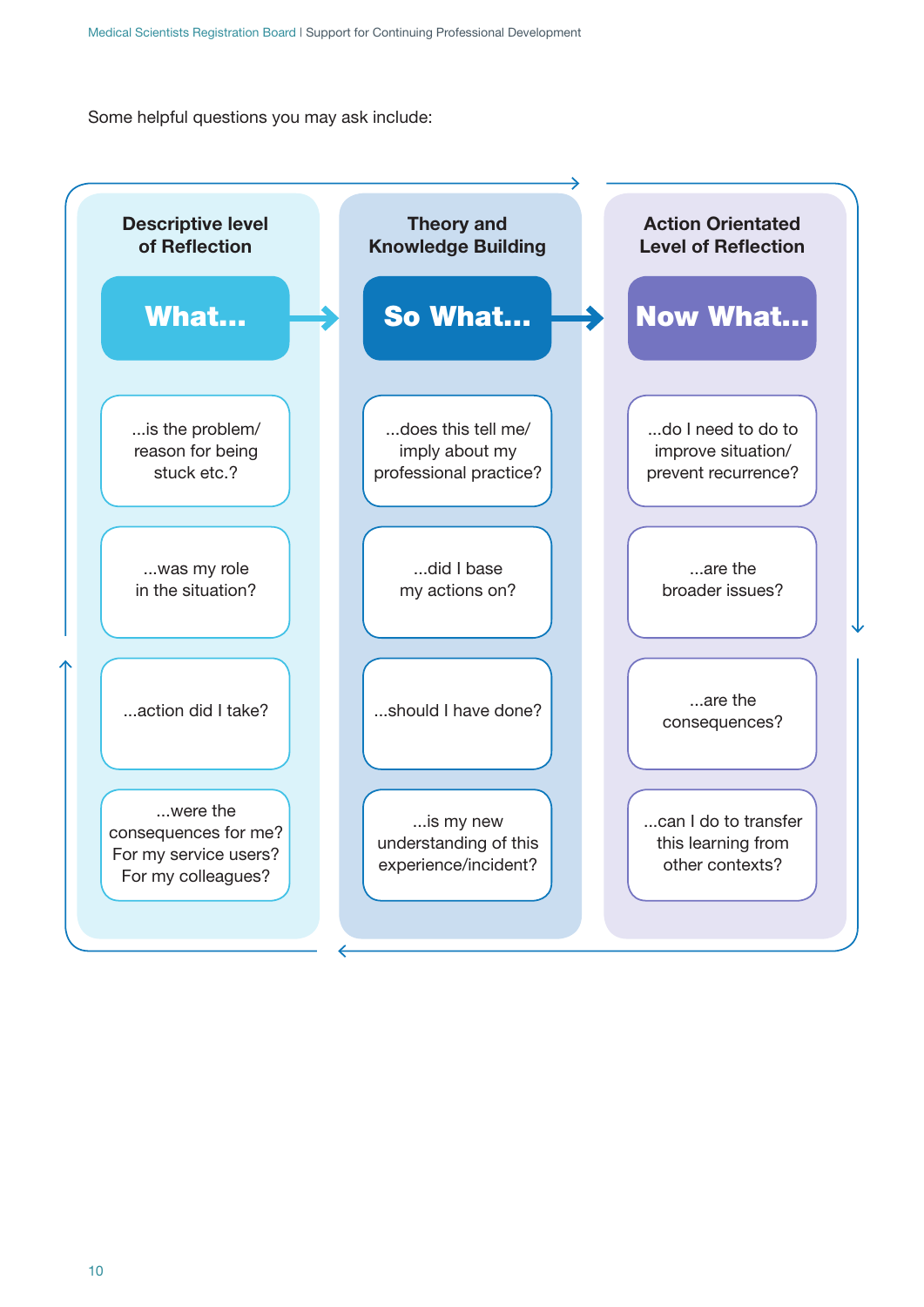Some helpful questions you may ask include:

| Descriptive level of Reflection | Theory and Knowledge Building | Action Orientated Level of Reflection |
| --- | --- | --- |
| **What...** | **So What...** | **Now What...** |
| ...is the problem/ reason for being stuck etc.? | ...does this tell me/ imply about my professional practice? | ...do I need to do to improve situation/ prevent recurrence? |
| ...was my role in the situation? | ...did I base my actions on? | ...are the broader issues? |
| ...action did I take? | ...should I have done? | ...are the consequences? |
| ...were the consequences for me? For my service users? For my colleagues? | ...is my new understanding of this experience/incident? | ...can I do to transfer this learning from other contexts? |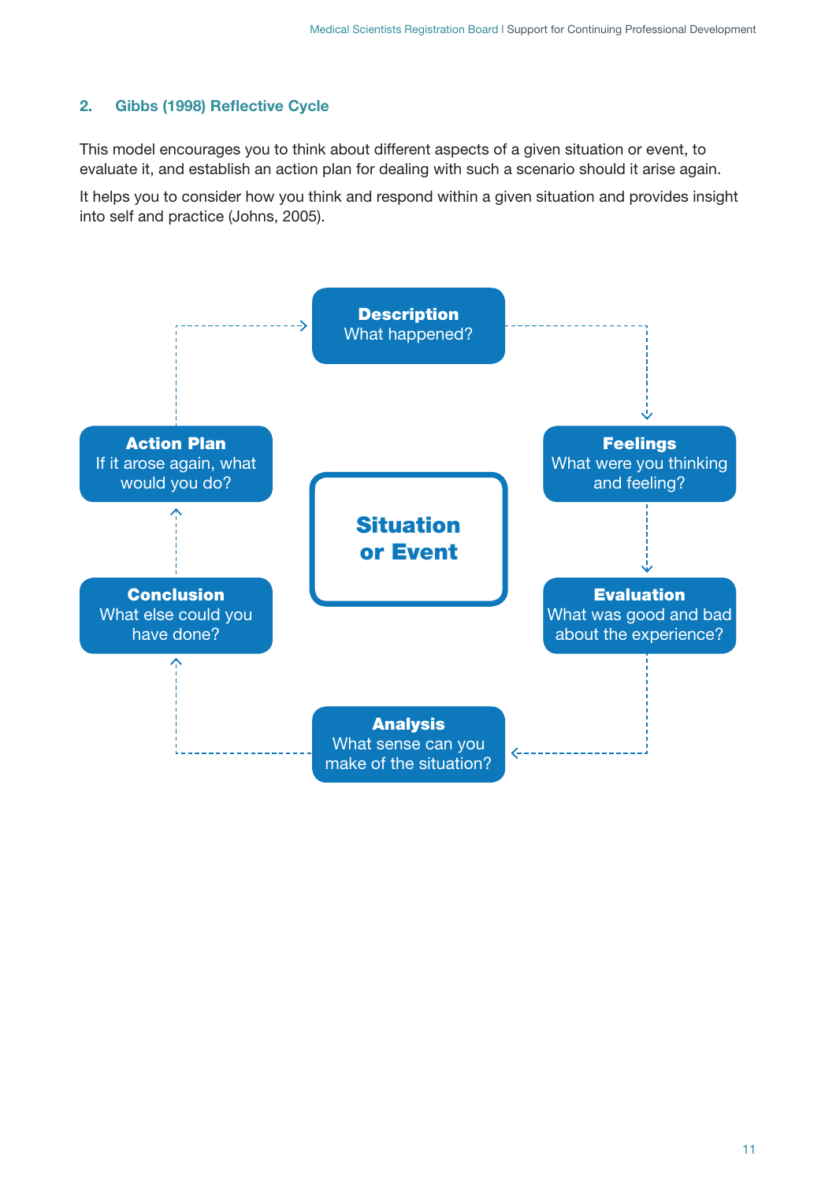## 2. Gibbs (1998) Reflective Cycle

This model encourages you to think about different aspects of a given situation or event, to evaluate it, and establish an action plan for dealing with such a scenario should it arise again.

It helps you to consider how you think and respond within a given situation and provides insight into self and practice (Johns, 2005).

**Situation or Event**

- **Description** – What happened?
- **Feelings** – What were you thinking and feeling?
- **Evaluation** – What was good and bad about the experience?
- **Analysis** – What sense can you make of the situation?
- **Conclusion** – What else could you have done?
- **Action Plan** – If it arose again, what would you do?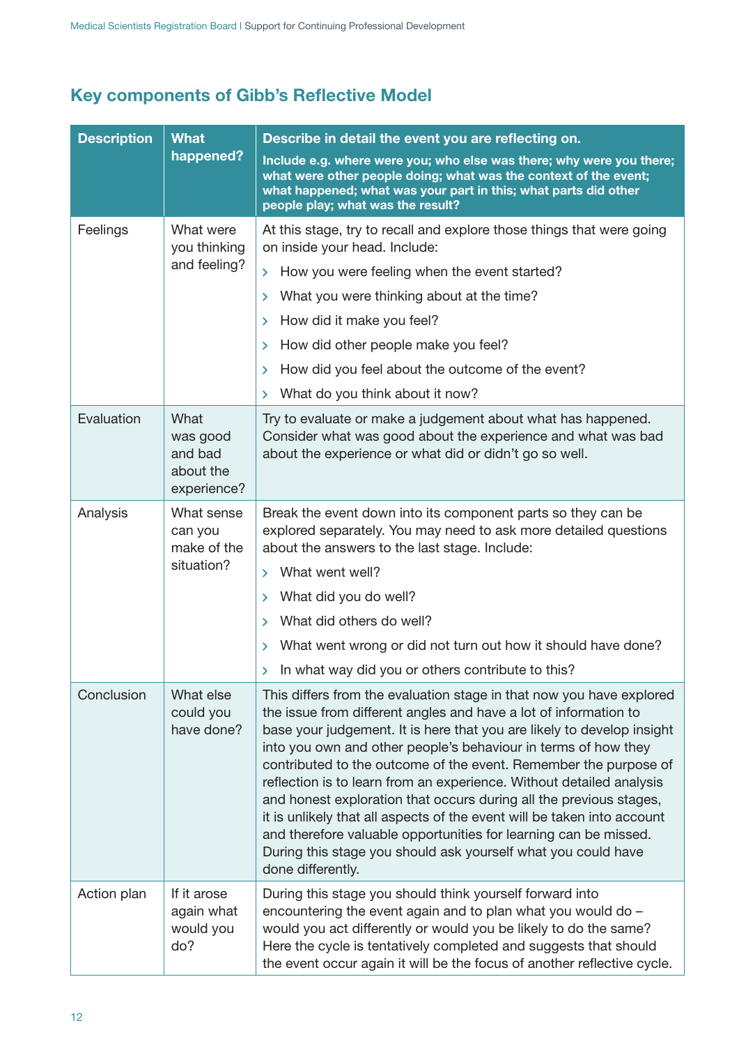## Key components of Gibb's Reflective Model

| Description | What happened? | Describe in detail the event you are reflecting on. Include e.g. where were you; who else was there; why were you there; what were other people doing; what was the context of the event; what happened; what was your part in this; what parts did other people play; what was the result? |
|---|---|---|
| Feelings | What were you thinking and feeling? | At this stage, try to recall and explore those things that were going on inside your head. Include:<br>› How you were feeling when the event started?<br>› What you were thinking about at the time?<br>› How did it make you feel?<br>› How did other people make you feel?<br>› How did you feel about the outcome of the event?<br>› What do you think about it now? |
| Evaluation | What was good and bad about the experience? | Try to evaluate or make a judgement about what has happened. Consider what was good about the experience and what was bad about the experience or what did or didn't go so well. |
| Analysis | What sense can you make of the situation? | Break the event down into its component parts so they can be explored separately. You may need to ask more detailed questions about the answers to the last stage. Include:<br>› What went well?<br>› What did you do well?<br>› What did others do well?<br>› What went wrong or did not turn out how it should have done?<br>› In what way did you or others contribute to this? |
| Conclusion | What else could you have done? | This differs from the evaluation stage in that now you have explored the issue from different angles and have a lot of information to base your judgement. It is here that you are likely to develop insight into you own and other people's behaviour in terms of how they contributed to the outcome of the event. Remember the purpose of reflection is to learn from an experience. Without detailed analysis and honest exploration that occurs during all the previous stages, it is unlikely that all aspects of the event will be taken into account and therefore valuable opportunities for learning can be missed. During this stage you should ask yourself what you could have done differently. |
| Action plan | If it arose again what would you do? | During this stage you should think yourself forward into encountering the event again and to plan what you would do – would you act differently or would you be likely to do the same? Here the cycle is tentatively completed and suggests that should the event occur again it will be the focus of another reflective cycle. |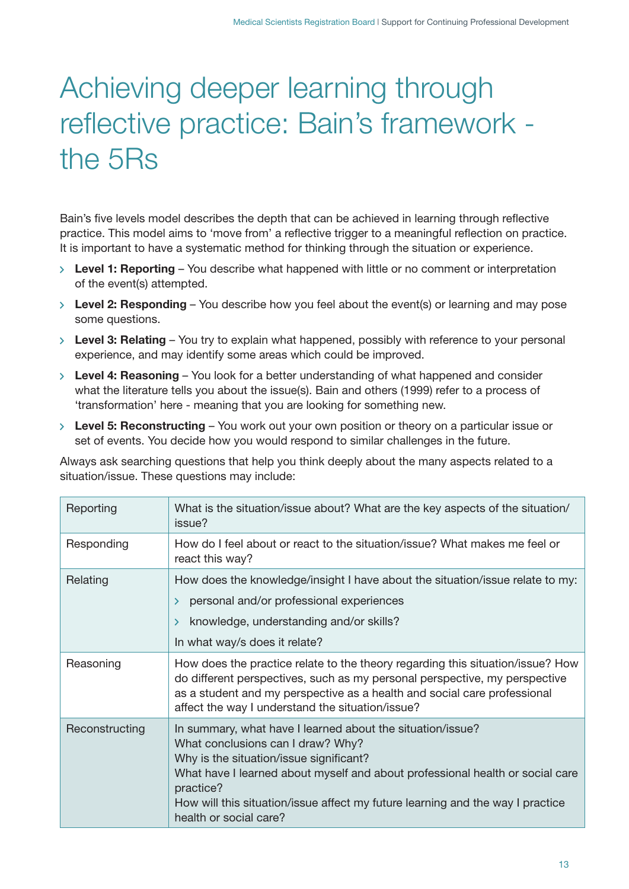# Achieving deeper learning through reflective practice: Bain's framework - the 5Rs

Bain's five levels model describes the depth that can be achieved in learning through reflective practice. This model aims to 'move from' a reflective trigger to a meaningful reflection on practice. It is important to have a systematic method for thinking through the situation or experience.

- **Level 1: Reporting** – You describe what happened with little or no comment or interpretation of the event(s) attempted.
- **Level 2: Responding** – You describe how you feel about the event(s) or learning and may pose some questions.
- **Level 3: Relating** – You try to explain what happened, possibly with reference to your personal experience, and may identify some areas which could be improved.
- **Level 4: Reasoning** – You look for a better understanding of what happened and consider what the literature tells you about the issue(s). Bain and others (1999) refer to a process of 'transformation' here - meaning that you are looking for something new.
- **Level 5: Reconstructing** – You work out your own position or theory on a particular issue or set of events. You decide how you would respond to similar challenges in the future.

Always ask searching questions that help you think deeply about the many aspects related to a situation/issue. These questions may include:

| | |
|---|---|
| Reporting | What is the situation/issue about? What are the key aspects of the situation/ issue? |
| Responding | How do I feel about or react to the situation/issue? What makes me feel or react this way? |
| Relating | How does the knowledge/insight I have about the situation/issue relate to my:<br>› personal and/or professional experiences<br>› knowledge, understanding and/or skills?<br>In what way/s does it relate? |
| Reasoning | How does the practice relate to the theory regarding this situation/issue? How do different perspectives, such as my personal perspective, my perspective as a student and my perspective as a health and social care professional affect the way I understand the situation/issue? |
| Reconstructing | In summary, what have I learned about the situation/issue?<br>What conclusions can I draw? Why?<br>Why is the situation/issue significant?<br>What have I learned about myself and about professional health or social care practice?<br>How will this situation/issue affect my future learning and the way I practice health or social care? |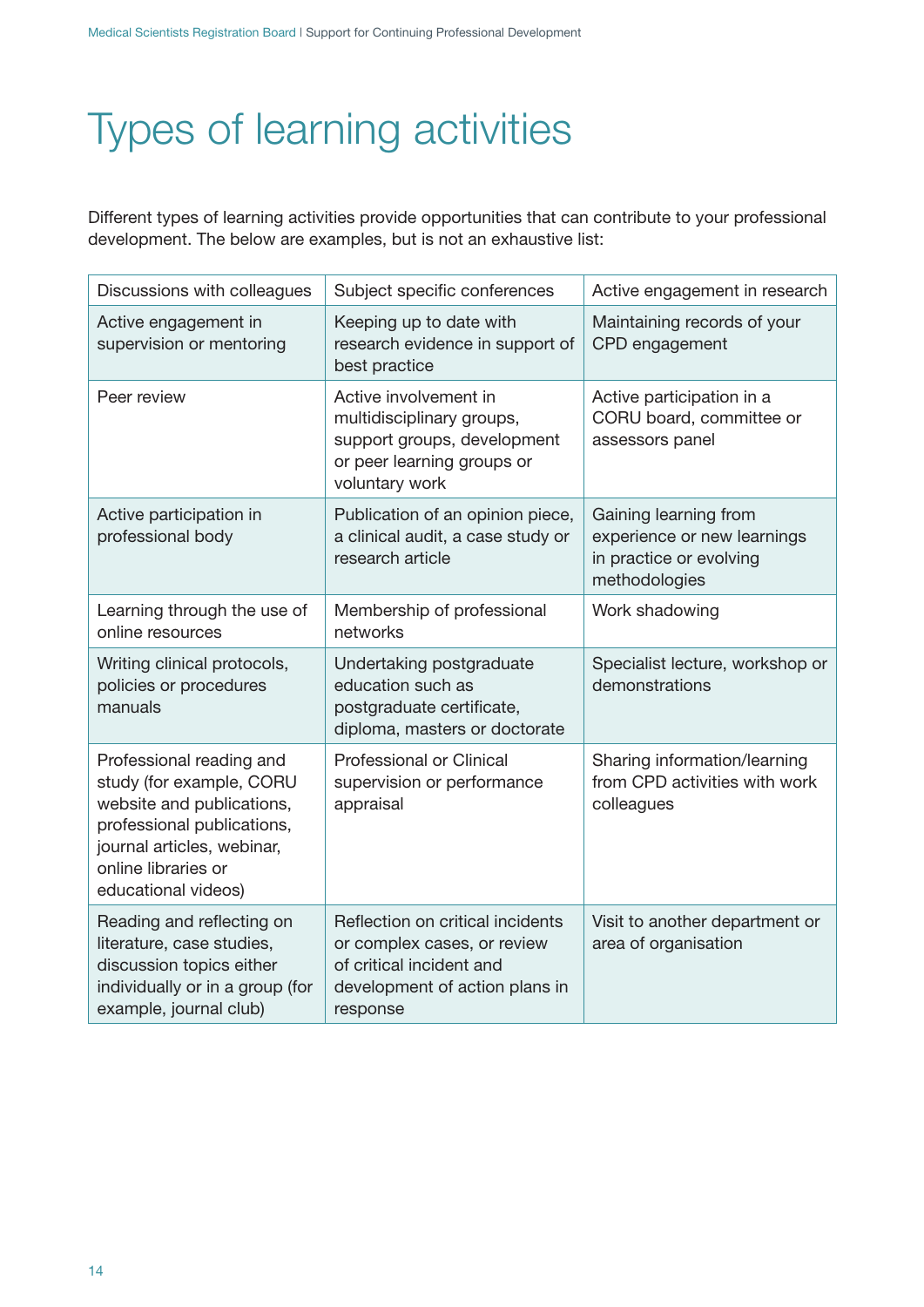# Types of learning activities

Different types of learning activities provide opportunities that can contribute to your professional development. The below are examples, but is not an exhaustive list:

| Discussions with colleagues | Subject specific conferences | Active engagement in research |
|---|---|---|
| Active engagement in supervision or mentoring | Keeping up to date with research evidence in support of best practice | Maintaining records of your CPD engagement |
| Peer review | Active involvement in multidisciplinary groups, support groups, development or peer learning groups or voluntary work | Active participation in a CORU board, committee or assessors panel |
| Active participation in professional body | Publication of an opinion piece, a clinical audit, a case study or research article | Gaining learning from experience or new learnings in practice or evolving methodologies |
| Learning through the use of online resources | Membership of professional networks | Work shadowing |
| Writing clinical protocols, policies or procedures manuals | Undertaking postgraduate education such as postgraduate certificate, diploma, masters or doctorate | Specialist lecture, workshop or demonstrations |
| Professional reading and study (for example, CORU website and publications, professional publications, journal articles, webinar, online libraries or educational videos) | Professional or Clinical supervision or performance appraisal | Sharing information/learning from CPD activities with work colleagues |
| Reading and reflecting on literature, case studies, discussion topics either individually or in a group (for example, journal club) | Reflection on critical incidents or complex cases, or review of critical incident and development of action plans in response | Visit to another department or area of organisation |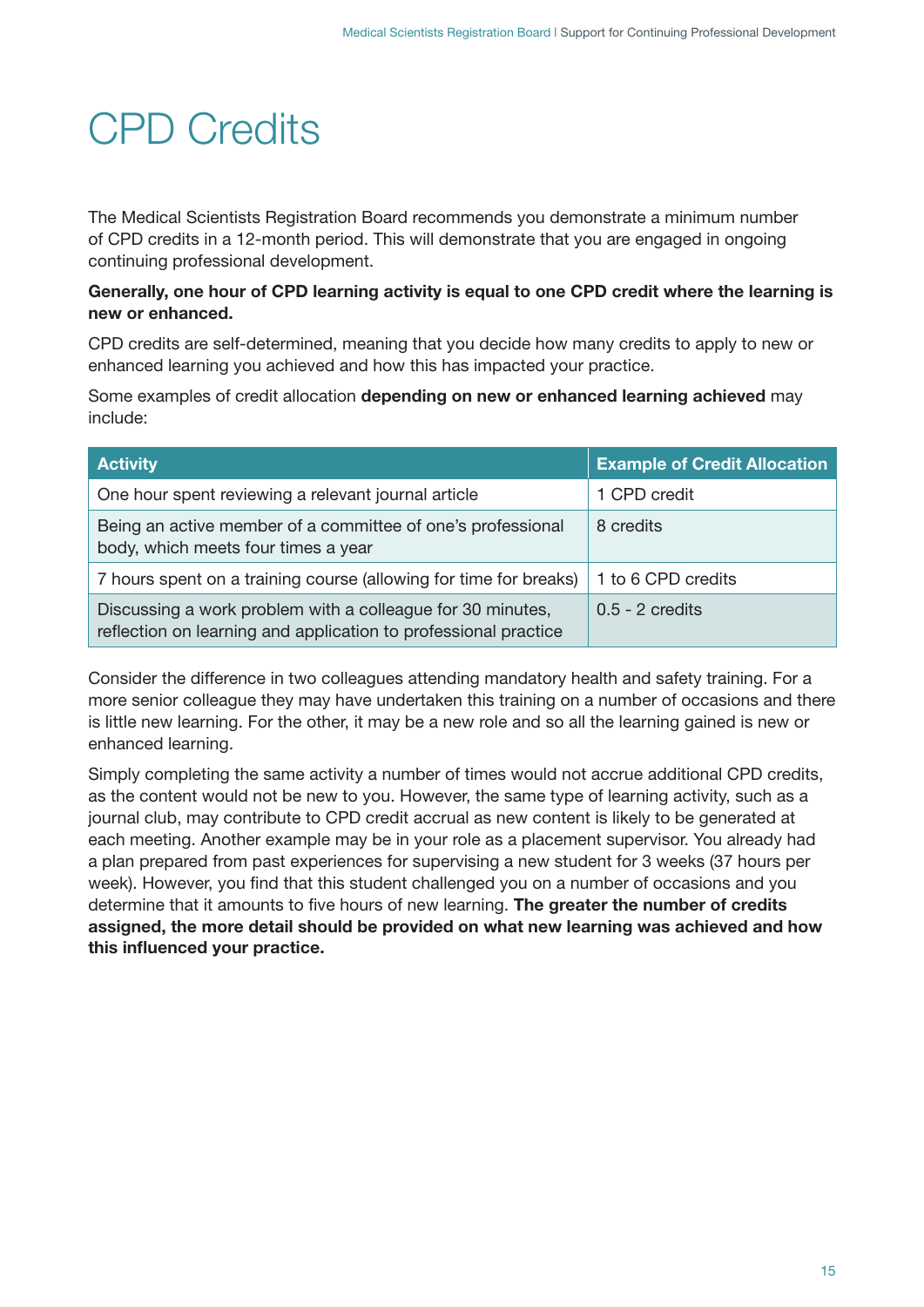# CPD Credits

The Medical Scientists Registration Board recommends you demonstrate a minimum number of CPD credits in a 12-month period. This will demonstrate that you are engaged in ongoing continuing professional development.

**Generally, one hour of CPD learning activity is equal to one CPD credit where the learning is new or enhanced.**

CPD credits are self-determined, meaning that you decide how many credits to apply to new or enhanced learning you achieved and how this has impacted your practice.

Some examples of credit allocation **depending on new or enhanced learning achieved** may include:

| Activity | Example of Credit Allocation |
| --- | --- |
| One hour spent reviewing a relevant journal article | 1 CPD credit |
| Being an active member of a committee of one's professional body, which meets four times a year | 8 credits |
| 7 hours spent on a training course (allowing for time for breaks) | 1 to 6 CPD credits |
| Discussing a work problem with a colleague for 30 minutes, reflection on learning and application to professional practice | 0.5 - 2 credits |

Consider the difference in two colleagues attending mandatory health and safety training. For a more senior colleague they may have undertaken this training on a number of occasions and there is little new learning. For the other, it may be a new role and so all the learning gained is new or enhanced learning.

Simply completing the same activity a number of times would not accrue additional CPD credits, as the content would not be new to you. However, the same type of learning activity, such as a journal club, may contribute to CPD credit accrual as new content is likely to be generated at each meeting. Another example may be in your role as a placement supervisor. You already had a plan prepared from past experiences for supervising a new student for 3 weeks (37 hours per week). However, you find that this student challenged you on a number of occasions and you determine that it amounts to five hours of new learning. **The greater the number of credits assigned, the more detail should be provided on what new learning was achieved and how this influenced your practice.**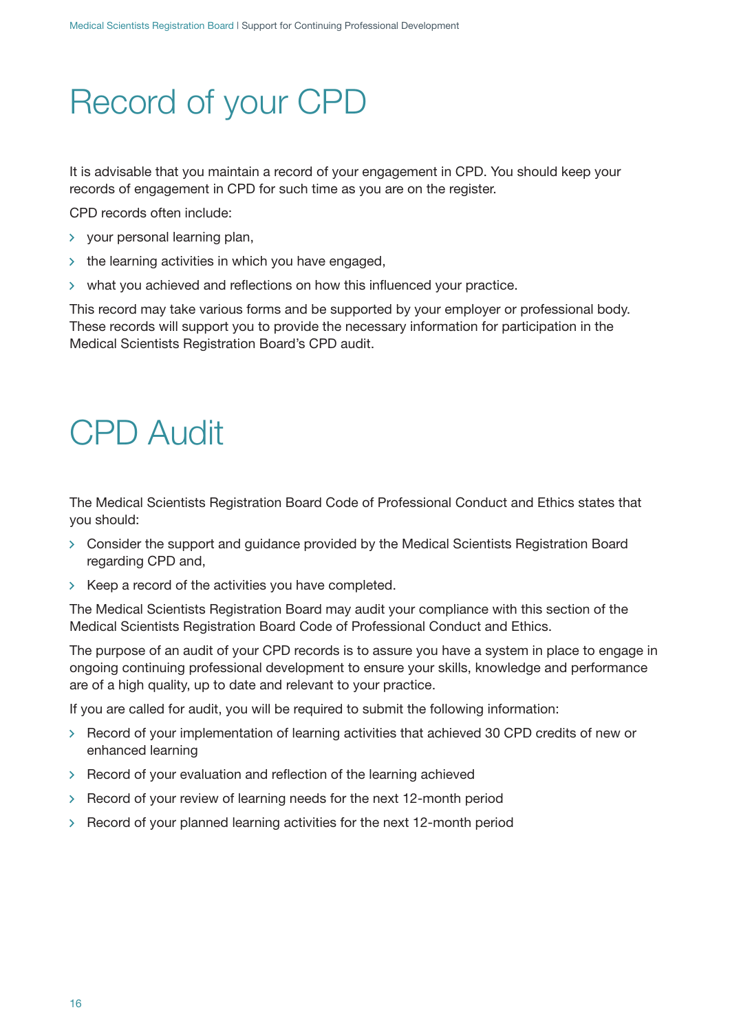# Record of your CPD

It is advisable that you maintain a record of your engagement in CPD. You should keep your records of engagement in CPD for such time as you are on the register.

CPD records often include:

- your personal learning plan,
- the learning activities in which you have engaged,
- what you achieved and reflections on how this influenced your practice.

This record may take various forms and be supported by your employer or professional body. These records will support you to provide the necessary information for participation in the Medical Scientists Registration Board's CPD audit.

# CPD Audit

The Medical Scientists Registration Board Code of Professional Conduct and Ethics states that you should:

- Consider the support and guidance provided by the Medical Scientists Registration Board regarding CPD and,
- Keep a record of the activities you have completed.

The Medical Scientists Registration Board may audit your compliance with this section of the Medical Scientists Registration Board Code of Professional Conduct and Ethics.

The purpose of an audit of your CPD records is to assure you have a system in place to engage in ongoing continuing professional development to ensure your skills, knowledge and performance are of a high quality, up to date and relevant to your practice.

If you are called for audit, you will be required to submit the following information:

- Record of your implementation of learning activities that achieved 30 CPD credits of new or enhanced learning
- Record of your evaluation and reflection of the learning achieved
- Record of your review of learning needs for the next 12-month period
- Record of your planned learning activities for the next 12-month period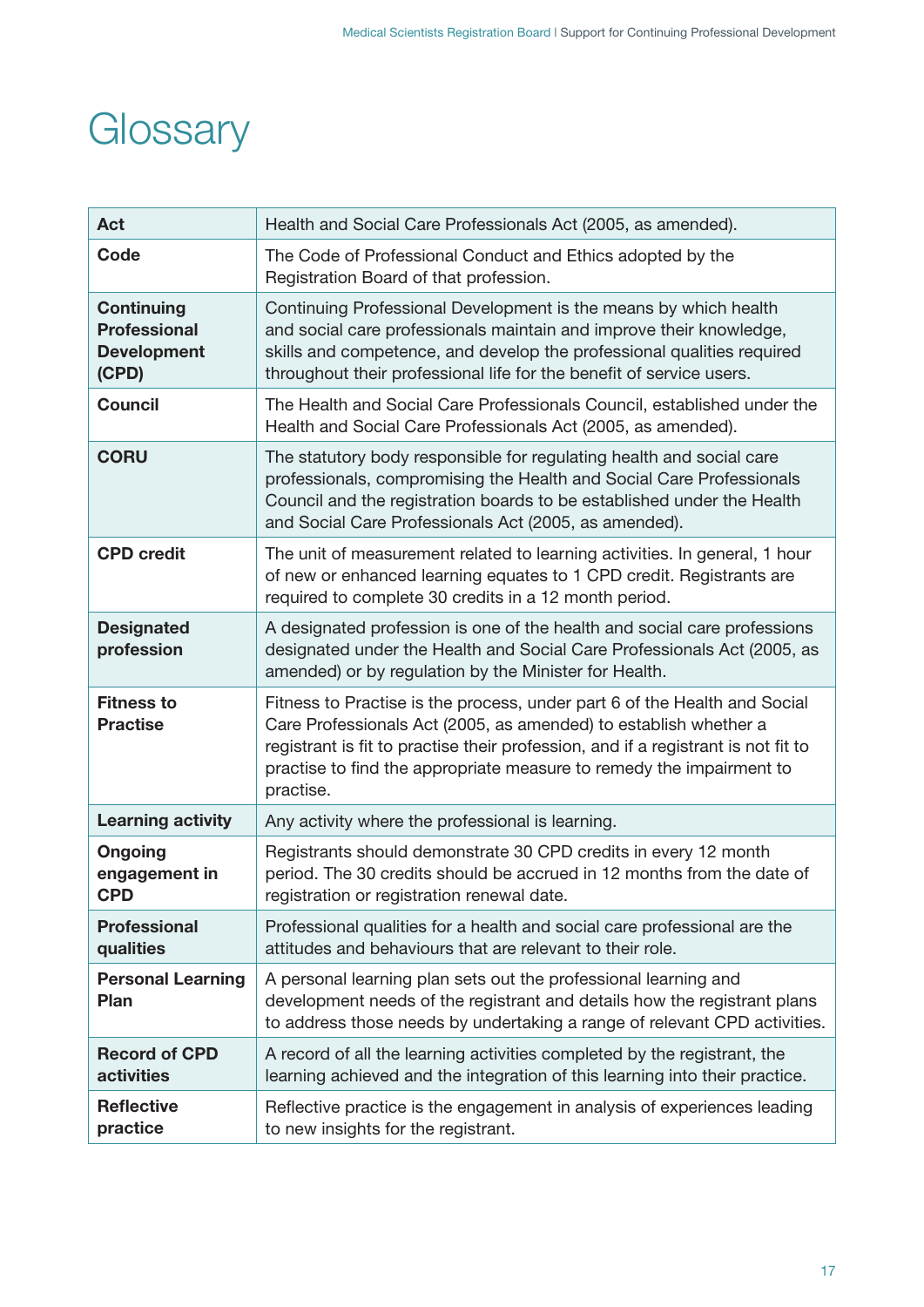# Glossary

| | |
|---|---|
| **Act** | Health and Social Care Professionals Act (2005, as amended). |
| **Code** | The Code of Professional Conduct and Ethics adopted by the Registration Board of that profession. |
| **Continuing Professional Development (CPD)** | Continuing Professional Development is the means by which health and social care professionals maintain and improve their knowledge, skills and competence, and develop the professional qualities required throughout their professional life for the benefit of service users. |
| **Council** | The Health and Social Care Professionals Council, established under the Health and Social Care Professionals Act (2005, as amended). |
| **CORU** | The statutory body responsible for regulating health and social care professionals, compromising the Health and Social Care Professionals Council and the registration boards to be established under the Health and Social Care Professionals Act (2005, as amended). |
| **CPD credit** | The unit of measurement related to learning activities. In general, 1 hour of new or enhanced learning equates to 1 CPD credit. Registrants are required to complete 30 credits in a 12 month period. |
| **Designated profession** | A designated profession is one of the health and social care professions designated under the Health and Social Care Professionals Act (2005, as amended) or by regulation by the Minister for Health. |
| **Fitness to Practise** | Fitness to Practise is the process, under part 6 of the Health and Social Care Professionals Act (2005, as amended) to establish whether a registrant is fit to practise their profession, and if a registrant is not fit to practise to find the appropriate measure to remedy the impairment to practise. |
| **Learning activity** | Any activity where the professional is learning. |
| **Ongoing engagement in CPD** | Registrants should demonstrate 30 CPD credits in every 12 month period. The 30 credits should be accrued in 12 months from the date of registration or registration renewal date. |
| **Professional qualities** | Professional qualities for a health and social care professional are the attitudes and behaviours that are relevant to their role. |
| **Personal Learning Plan** | A personal learning plan sets out the professional learning and development needs of the registrant and details how the registrant plans to address those needs by undertaking a range of relevant CPD activities. |
| **Record of CPD activities** | A record of all the learning activities completed by the registrant, the learning achieved and the integration of this learning into their practice. |
| **Reflective practice** | Reflective practice is the engagement in analysis of experiences leading to new insights for the registrant. |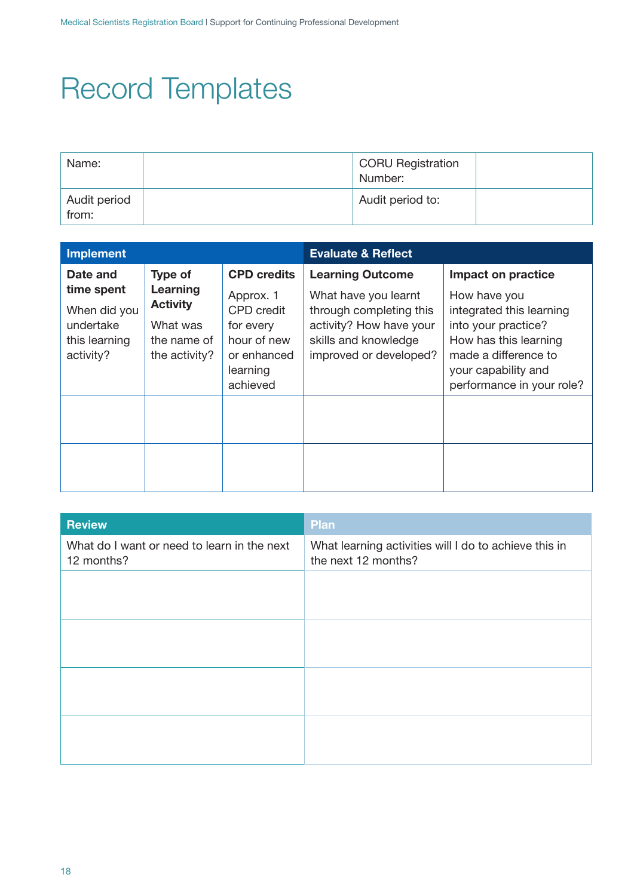# Record Templates

| Name: | | CORU Registration Number: | |
|---|---|---|---|
| Audit period from: | | Audit period to: | |

| Implement | | | Evaluate & Reflect | |
|---|---|---|---|---|
| **Date and time spent** When did you undertake this learning activity? | **Type of Learning Activity** What was the name of the activity? | **CPD credits** Approx. 1 CPD credit for every hour of new or enhanced learning achieved | **Learning Outcome** What have you learnt through completing this activity? How have your skills and knowledge improved or developed? | **Impact on practice** How have you integrated this learning into your practice? How has this learning made a difference to your capability and performance in your role? |
| | | | | |
| | | | | |

| Review | Plan |
|---|---|
| What do I want or need to learn in the next 12 months? | What learning activities will I do to achieve this in the next 12 months? |
| | |
| | |
| | |
| | |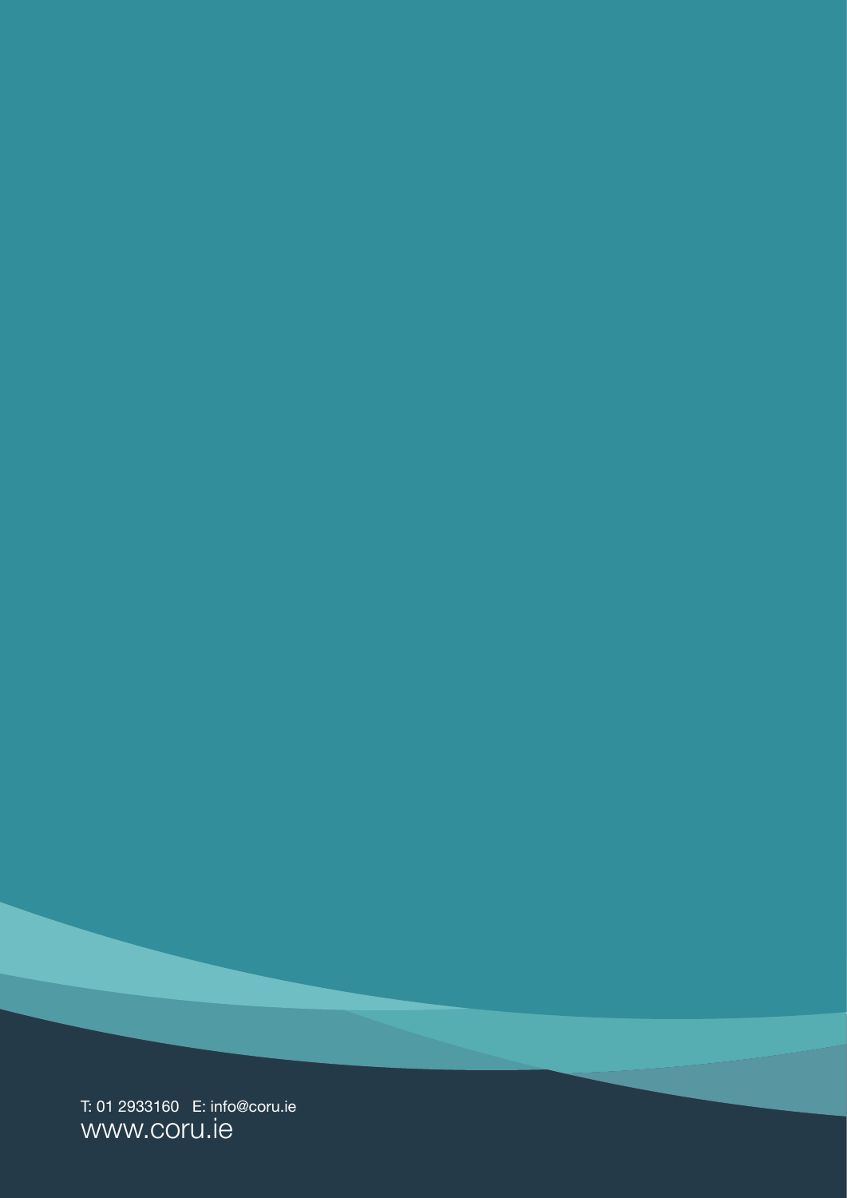T: 01 2933160 E: info@coru.ie
www.coru.ie